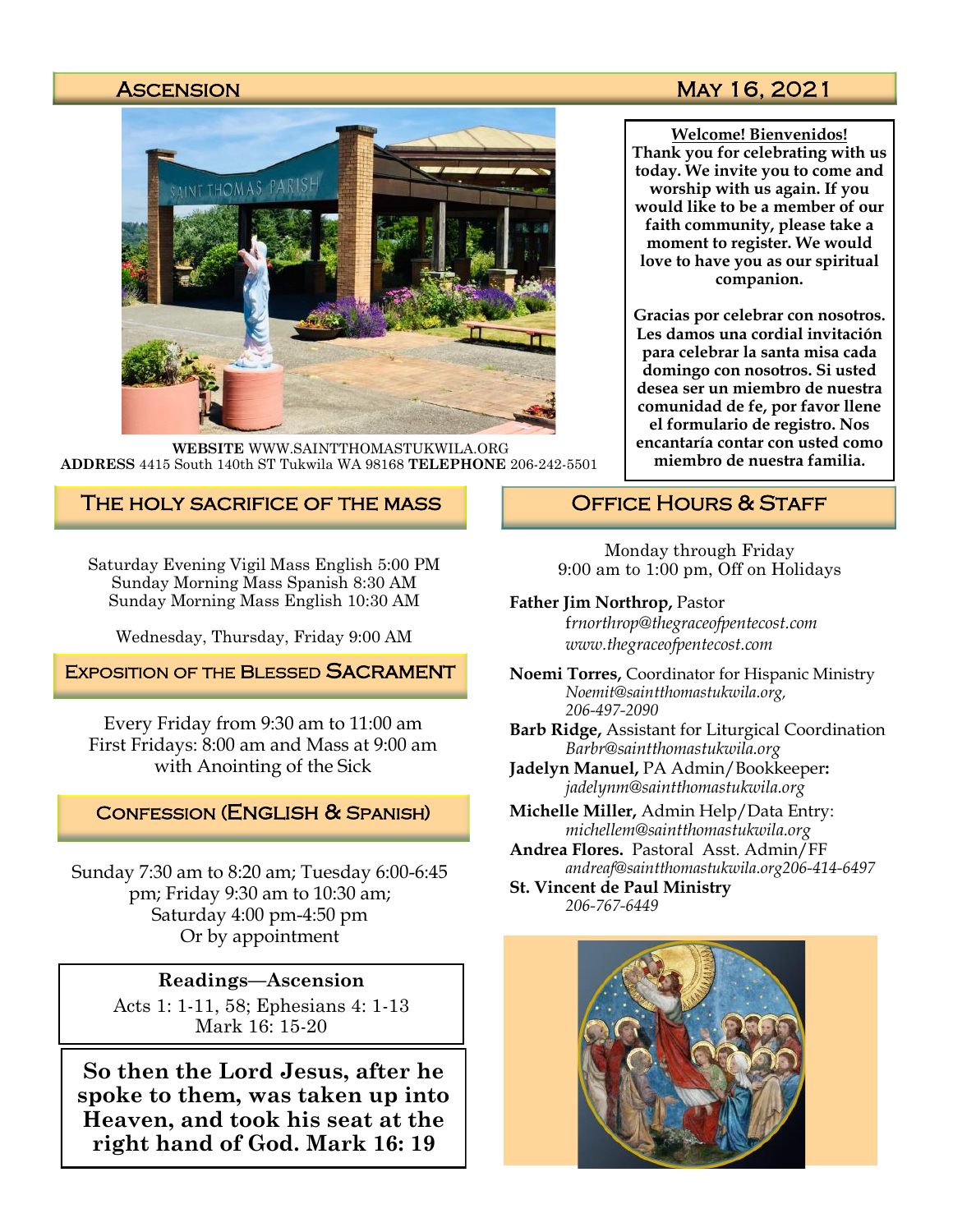# Ascension — May 16, 2021

**WEBSITE** WWW.SAINTTHOMASTUKWILA.ORG
**ADDRESS** 4415 South 140th ST Tukwila WA 98168 **TELEPHONE** 206-242-5501

**Welcome! Bienvenidos!**
**Thank you for celebrating with us today. We invite you to come and worship with us again. If you would like to be a member of our faith community, please take a moment to register. We would love to have you as our spiritual companion.**

**Gracias por celebrar con nosotros. Les damos una cordial invitación para celebrar la santa misa cada domingo con nosotros. Si usted desea ser un miembro de nuestra comunidad de fe, por favor llene el formulario de registro. Nos encantaría contar con usted como miembro de nuestra familia.**

## The Holy Sacrifice of the Mass

Saturday Evening Vigil Mass English 5:00 PM
Sunday Morning Mass Spanish 8:30 AM
Sunday Morning Mass English 10:30 AM

Wednesday, Thursday, Friday 9:00 AM

## Exposition of the Blessed Sacrament

Every Friday from 9:30 am to 11:00 am
First Fridays: 8:00 am and Mass at 9:00 am with Anointing of the Sick

## Confession (English & Spanish)

Sunday 7:30 am to 8:20 am; Tuesday 6:00-6:45 pm; Friday 9:30 am to 10:30 am; Saturday 4:00 pm-4:50 pm
Or by appointment

**Readings—Ascension**
Acts 1: 1-11, 58; Ephesians 4: 1-13
Mark 16: 15-20

**So then the Lord Jesus, after he spoke to them, was taken up into Heaven, and took his seat at the right hand of God. Mark 16: 19**

## Office Hours & Staff

Monday through Friday
9:00 am to 1:00 pm, Off on Holidays

**Father Jim Northrop,** Pastor
*frnorthrop@thegraceofpentecost.com*
*www.thegraceofpentecost.com*

**Noemi Torres,** Coordinator for Hispanic Ministry
*Noemit@saintthomastukwila.org, 206-497-2090*

**Barb Ridge,** Assistant for Liturgical Coordination
*Barbr@saintthomastukwila.org*

**Jadelyn Manuel,** PA Admin/Bookkeeper**:**
*jadelynm@saintthomastukwila.org*

**Michelle Miller,** Admin Help/Data Entry:
*michellem@saintthomastukwila.org*

**Andrea Flores.** Pastoral Asst. Admin/FF
*andreaf@saintthomastukwila.org206-414-6497*

**St. Vincent de Paul Ministry**
*206-767-6449*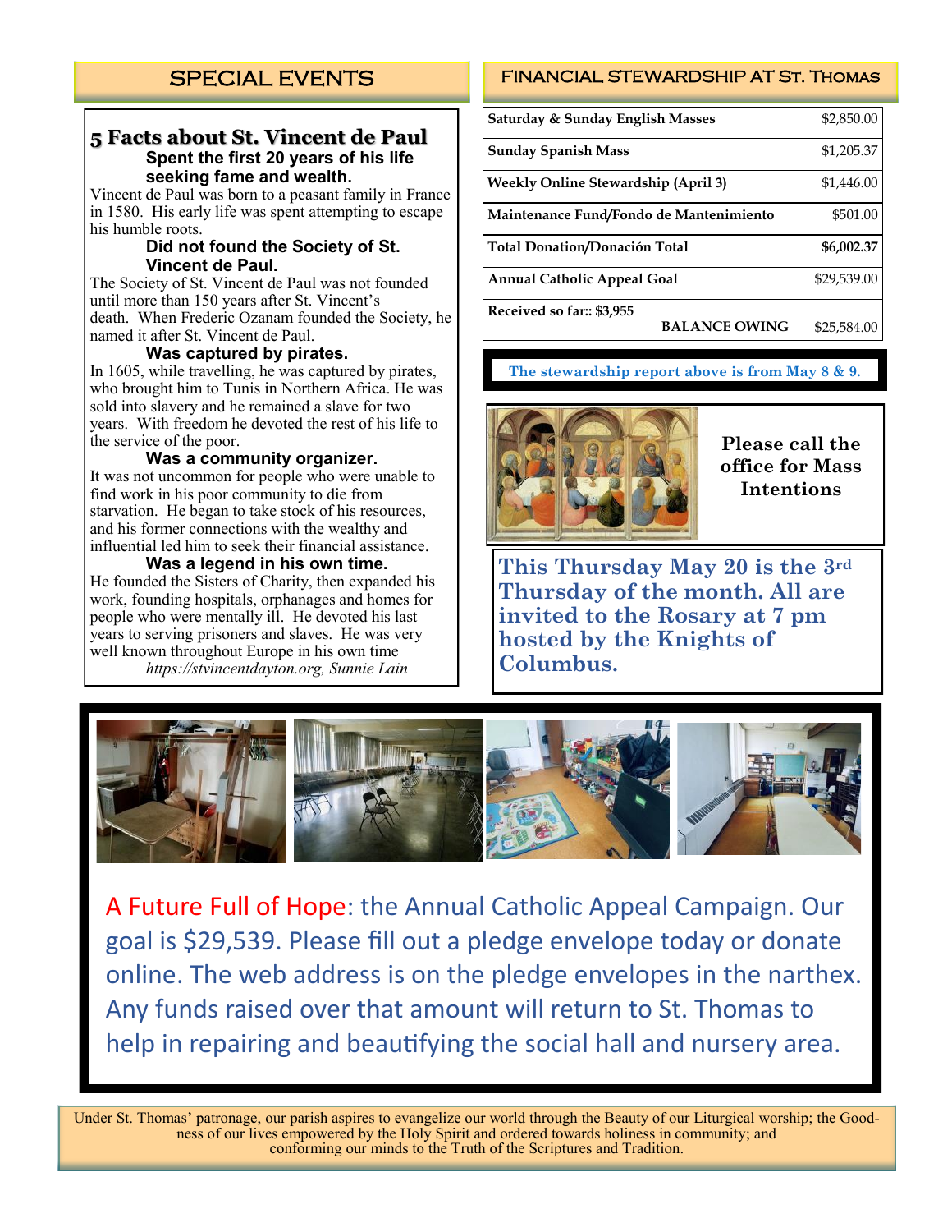## SPECIAL EVENTS

### 5 Facts about St. Vincent de Paul

**Spent the first 20 years of his life seeking fame and wealth.**

Vincent de Paul was born to a peasant family in France in 1580. His early life was spent attempting to escape his humble roots.

**Did not found the Society of St. Vincent de Paul.**

The Society of St. Vincent de Paul was not founded until more than 150 years after St. Vincent's death. When Frederic Ozanam founded the Society, he named it after St. Vincent de Paul.

**Was captured by pirates.**

In 1605, while travelling, he was captured by pirates, who brought him to Tunis in Northern Africa. He was sold into slavery and he remained a slave for two years. With freedom he devoted the rest of his life to the service of the poor.

**Was a community organizer.**

It was not uncommon for people who were unable to find work in his poor community to die from starvation. He began to take stock of his resources, and his former connections with the wealthy and influential led him to seek their financial assistance.

**Was a legend in his own time.**

He founded the Sisters of Charity, then expanded his work, founding hospitals, orphanages and homes for people who were mentally ill. He devoted his last years to serving prisoners and slaves. He was very well known throughout Europe in his own time

*https://stvincentdayton.org, Sunnie Lain*

## FINANCIAL STEWARDSHIP AT ST. THOMAS

| | |
|---|---|
| Saturday & Sunday English Masses | $2,850.00 |
| Sunday Spanish Mass | $1,205.37 |
| Weekly Online Stewardship (April 3) | $1,446.00 |
| Maintenance Fund/Fondo de Mantenimiento | $501.00 |
| **Total Donation/Donación Total** | **$6,002.37** |
| Annual Catholic Appeal Goal | $29,539.00 |
| Received so far:: $3,955 — BALANCE OWING | $25,584.00 |

The stewardship report above is from May 8 & 9.

**Please call the office for Mass Intentions**

**This Thursday May 20 is the 3rd Thursday of the month. All are invited to the Rosary at 7 pm hosted by the Knights of Columbus.**

A Future Full of Hope: the Annual Catholic Appeal Campaign. Our goal is $29,539. Please fill out a pledge envelope today or donate online. The web address is on the pledge envelopes in the narthex. Any funds raised over that amount will return to St. Thomas to help in repairing and beautifying the social hall and nursery area.

Under St. Thomas' patronage, our parish aspires to evangelize our world through the Beauty of our Liturgical worship; the Goodness of our lives empowered by the Holy Spirit and ordered towards holiness in community; and conforming our minds to the Truth of the Scriptures and Tradition.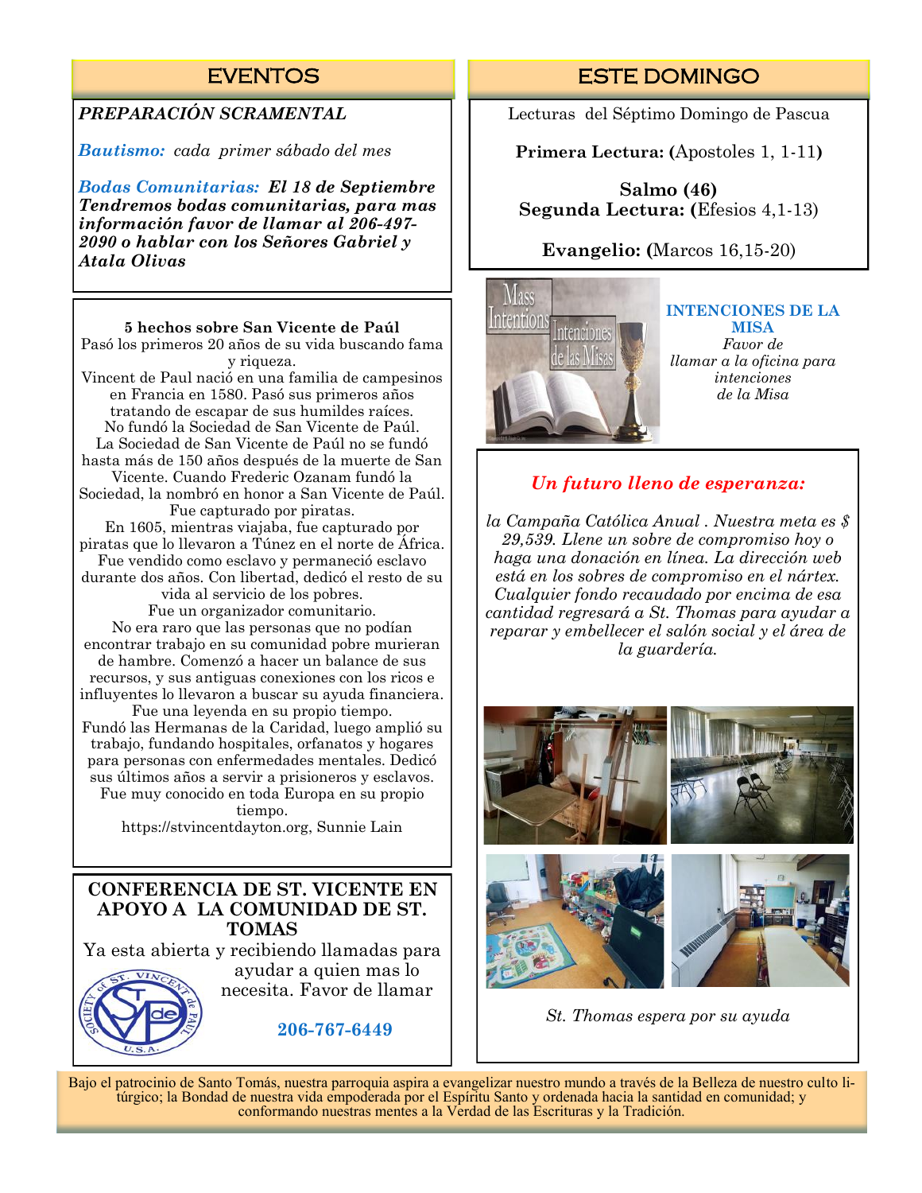## EVENTOS

***PREPARACIÓN SCRAMENTAL***

***Bautismo:*** *cada primer sábado del mes*

***Bodas Comunitarias:* *El 18 de Septiembre Tendremos bodas comunitarias, para mas información favor de llamar al 206-497-2090 o hablar con los Señores Gabriel y Atala Olivas***

**5 hechos sobre San Vicente de Paúl**

Pasó los primeros 20 años de su vida buscando fama y riqueza.

Vincent de Paul nació en una familia de campesinos en Francia en 1580. Pasó sus primeros años tratando de escapar de sus humildes raíces.

No fundó la Sociedad de San Vicente de Paúl.

La Sociedad de San Vicente de Paúl no se fundó hasta más de 150 años después de la muerte de San Vicente. Cuando Frederic Ozanam fundó la Sociedad, la nombró en honor a San Vicente de Paúl.

Fue capturado por piratas.

En 1605, mientras viajaba, fue capturado por piratas que lo llevaron a Túnez en el norte de África. Fue vendido como esclavo y permaneció esclavo durante dos años. Con libertad, dedicó el resto de su vida al servicio de los pobres.

Fue un organizador comunitario.

No era raro que las personas que no podían encontrar trabajo en su comunidad pobre murieran de hambre. Comenzó a hacer un balance de sus recursos, y sus antiguas conexiones con los ricos e influyentes lo llevaron a buscar su ayuda financiera.

Fue una leyenda en su propio tiempo.

Fundó las Hermanas de la Caridad, luego amplió su trabajo, fundando hospitales, orfanatos y hogares para personas con enfermedades mentales. Dedicó sus últimos años a servir a prisioneros y esclavos. Fue muy conocido en toda Europa en su propio tiempo.

https://stvincentdayton.org, Sunnie Lain

**CONFERENCIA DE ST. VICENTE EN APOYO A LA COMUNIDAD DE ST. TOMAS**

Ya esta abierta y recibiendo llamadas para ayudar a quien mas lo necesita. Favor de llamar

**206-767-6449**

## ESTE DOMINGO

Lecturas del Séptimo Domingo de Pascua

**Primera Lectura: (**Apostoles 1, 1-11**)**

**Salmo (46)**

**Segunda Lectura: (**Efesios 4,1-13)

**Evangelio: (**Marcos 16,15-20)

**INTENCIONES DE LA MISA**

*Favor de llamar a la oficina para intenciones de la Misa*

***Un futuro lleno de esperanza:***

*la Campaña Católica Anual . Nuestra meta es $ 29,539. Llene un sobre de compromiso hoy o haga una donación en línea. La dirección web está en los sobres de compromiso en el nártex. Cualquier fondo recaudado por encima de esa cantidad regresará a St. Thomas para ayudar a reparar y embellecer el salón social y el área de la guardería.*

*St. Thomas espera por su ayuda*

Bajo el patrocinio de Santo Tomás, nuestra parroquia aspira a evangelizar nuestro mundo a través de la Belleza de nuestro culto litúrgico; la Bondad de nuestra vida empoderada por el Espíritu Santo y ordenada hacia la santidad en comunidad; y conformando nuestras mentes a la Verdad de las Escrituras y la Tradición.